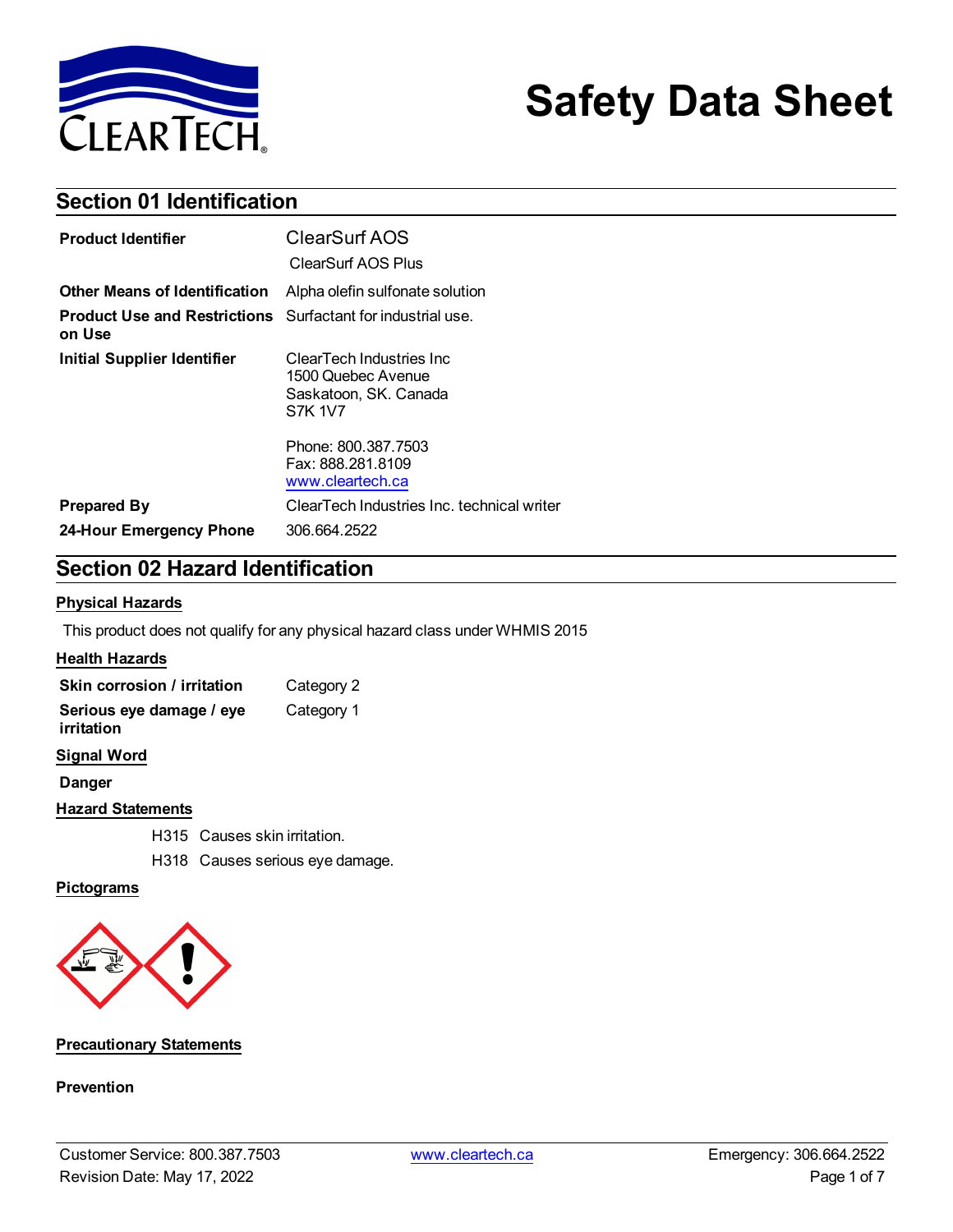# Safety Data Sheet

## Section 01 Identification

| | |
|---|---|
| **Product Identifier** | ClearSurf AOS<br>ClearSurf AOS Plus |
| **Other Means of Identification** | Alpha olefin sulfonate solution |
| **Product Use and Restrictions on Use** | Surfactant for industrial use. |
| **Initial Supplier Identifier** | ClearTech Industries Inc<br>1500 Quebec Avenue<br>Saskatoon, SK. Canada<br>S7K 1V7<br><br>Phone: 800.387.7503<br>Fax: 888.281.8109<br>www.cleartech.ca |
| **Prepared By** | ClearTech Industries Inc. technical writer |
| **24-Hour Emergency Phone** | 306.664.2522 |

## Section 02 Hazard Identification

### Physical Hazards

This product does not qualify for any physical hazard class under WHMIS 2015

### Health Hazards

| | |
|---|---|
| **Skin corrosion / irritation** | Category 2 |
| **Serious eye damage / eye irritation** | Category 1 |

### Signal Word

**Danger**

### Hazard Statements

H315 Causes skin irritation.

H318 Causes serious eye damage.

### Pictograms

### Precautionary Statements

**Prevention**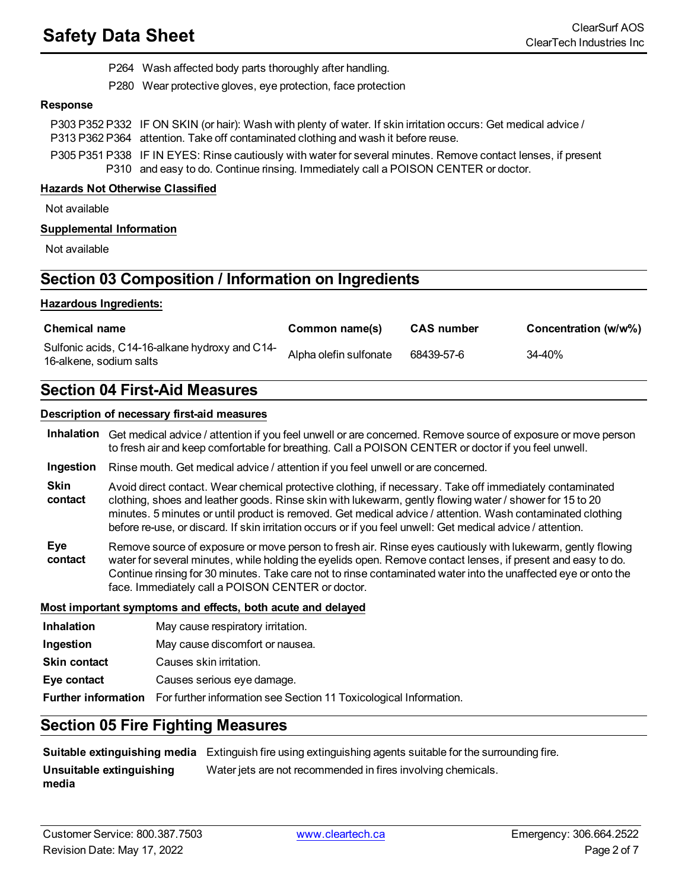P264 Wash affected body parts thoroughly after handling.

P280 Wear protective gloves, eye protection, face protection

**Response**

P303 P352 P332 P313 P362 P364 IF ON SKIN (or hair): Wash with plenty of water. If skin irritation occurs: Get medical advice / attention. Take off contaminated clothing and wash it before reuse.

P305 P351 P338 P310 IF IN EYES: Rinse cautiously with water for several minutes. Remove contact lenses, if present and easy to do. Continue rinsing. Immediately call a POISON CENTER or doctor.

**Hazards Not Otherwise Classified**

Not available

**Supplemental Information**

Not available

## Section 03 Composition / Information on Ingredients

**Hazardous Ingredients:**

| Chemical name | Common name(s) | CAS number | Concentration (w/w%) |
|---|---|---|---|
| Sulfonic acids, C14-16-alkane hydroxy and C14-16-alkene, sodium salts | Alpha olefin sulfonate | 68439-57-6 | 34-40% |

## Section 04 First-Aid Measures

**Description of necessary first-aid measures**

**Inhalation** Get medical advice / attention if you feel unwell or are concerned. Remove source of exposure or move person to fresh air and keep comfortable for breathing. Call a POISON CENTER or doctor if you feel unwell.

**Ingestion** Rinse mouth. Get medical advice / attention if you feel unwell or are concerned.

**Skin contact** Avoid direct contact. Wear chemical protective clothing, if necessary. Take off immediately contaminated clothing, shoes and leather goods. Rinse skin with lukewarm, gently flowing water / shower for 15 to 20 minutes. 5 minutes or until product is removed. Get medical advice / attention. Wash contaminated clothing before re-use, or discard. If skin irritation occurs or if you feel unwell: Get medical advice / attention.

**Eye contact** Remove source of exposure or move person to fresh air. Rinse eyes cautiously with lukewarm, gently flowing water for several minutes, while holding the eyelids open. Remove contact lenses, if present and easy to do. Continue rinsing for 30 minutes. Take care not to rinse contaminated water into the unaffected eye or onto the face. Immediately call a POISON CENTER or doctor.

**Most important symptoms and effects, both acute and delayed**

**Inhalation** May cause respiratory irritation.

**Ingestion** May cause discomfort or nausea.

**Skin contact** Causes skin irritation.

**Eye contact** Causes serious eye damage.

**Further information** For further information see Section 11 Toxicological Information.

## Section 05 Fire Fighting Measures

**Suitable extinguishing media** Extinguish fire using extinguishing agents suitable for the surrounding fire.

**Unsuitable extinguishing media** Water jets are not recommended in fires involving chemicals.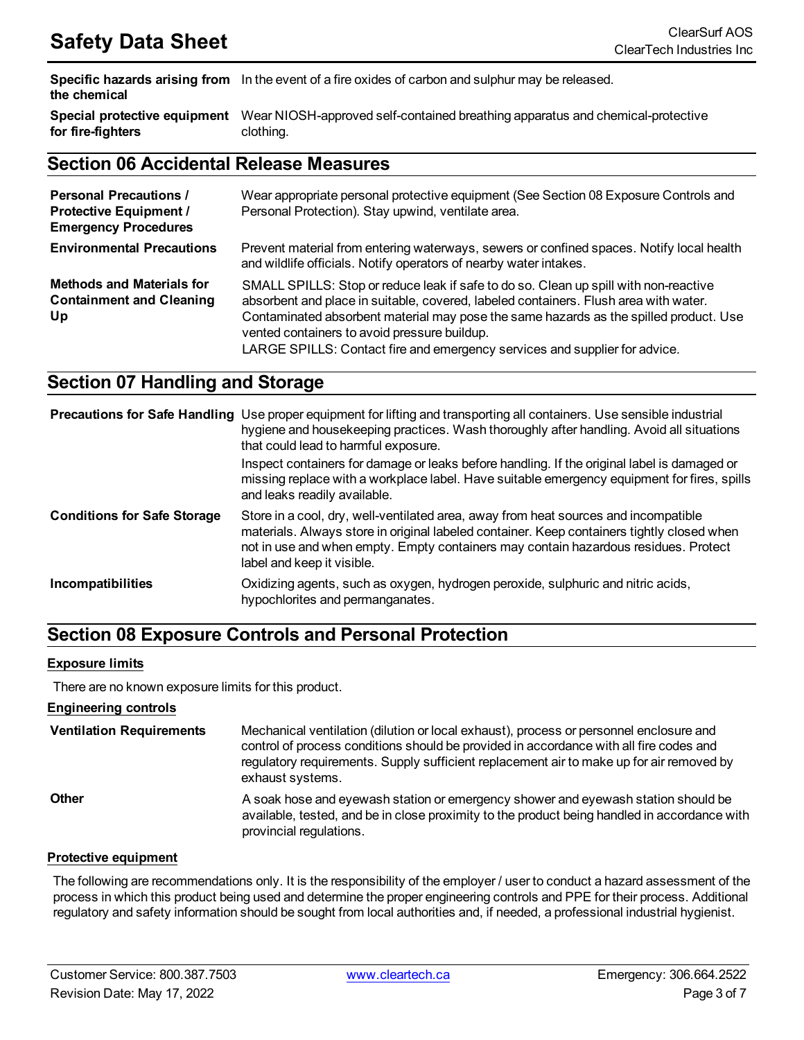| | |
|---|---|
| **Specific hazards arising from the chemical** | In the event of a fire oxides of carbon and sulphur may be released. |
| **Special protective equipment for fire-fighters** | Wear NIOSH-approved self-contained breathing apparatus and chemical-protective clothing. |

## Section 06 Accidental Release Measures

| | |
|---|---|
| **Personal Precautions / Protective Equipment / Emergency Procedures** | Wear appropriate personal protective equipment (See Section 08 Exposure Controls and Personal Protection). Stay upwind, ventilate area. |
| **Environmental Precautions** | Prevent material from entering waterways, sewers or confined spaces. Notify local health and wildlife officials. Notify operators of nearby water intakes. |
| **Methods and Materials for Containment and Cleaning Up** | SMALL SPILLS: Stop or reduce leak if safe to do so. Clean up spill with non-reactive absorbent and place in suitable, covered, labeled containers. Flush area with water. Contaminated absorbent material may pose the same hazards as the spilled product. Use vented containers to avoid pressure buildup.<br>LARGE SPILLS: Contact fire and emergency services and supplier for advice. |

## Section 07 Handling and Storage

| | |
|---|---|
| **Precautions for Safe Handling** | Use proper equipment for lifting and transporting all containers. Use sensible industrial hygiene and housekeeping practices. Wash thoroughly after handling. Avoid all situations that could lead to harmful exposure.<br>Inspect containers for damage or leaks before handling. If the original label is damaged or missing replace with a workplace label. Have suitable emergency equipment for fires, spills and leaks readily available. |
| **Conditions for Safe Storage** | Store in a cool, dry, well-ventilated area, away from heat sources and incompatible materials. Always store in original labeled container. Keep containers tightly closed when not in use and when empty. Empty containers may contain hazardous residues. Protect label and keep it visible. |
| **Incompatibilities** | Oxidizing agents, such as oxygen, hydrogen peroxide, sulphuric and nitric acids, hypochlorites and permanganates. |

## Section 08 Exposure Controls and Personal Protection

### Exposure limits

There are no known exposure limits for this product.

### Engineering controls

| | |
|---|---|
| **Ventilation Requirements** | Mechanical ventilation (dilution or local exhaust), process or personnel enclosure and control of process conditions should be provided in accordance with all fire codes and regulatory requirements. Supply sufficient replacement air to make up for air removed by exhaust systems. |
| **Other** | A soak hose and eyewash station or emergency shower and eyewash station should be available, tested, and be in close proximity to the product being handled in accordance with provincial regulations. |

### Protective equipment

The following are recommendations only. It is the responsibility of the employer / user to conduct a hazard assessment of the process in which this product being used and determine the proper engineering controls and PPE for their process. Additional regulatory and safety information should be sought from local authorities and, if needed, a professional industrial hygienist.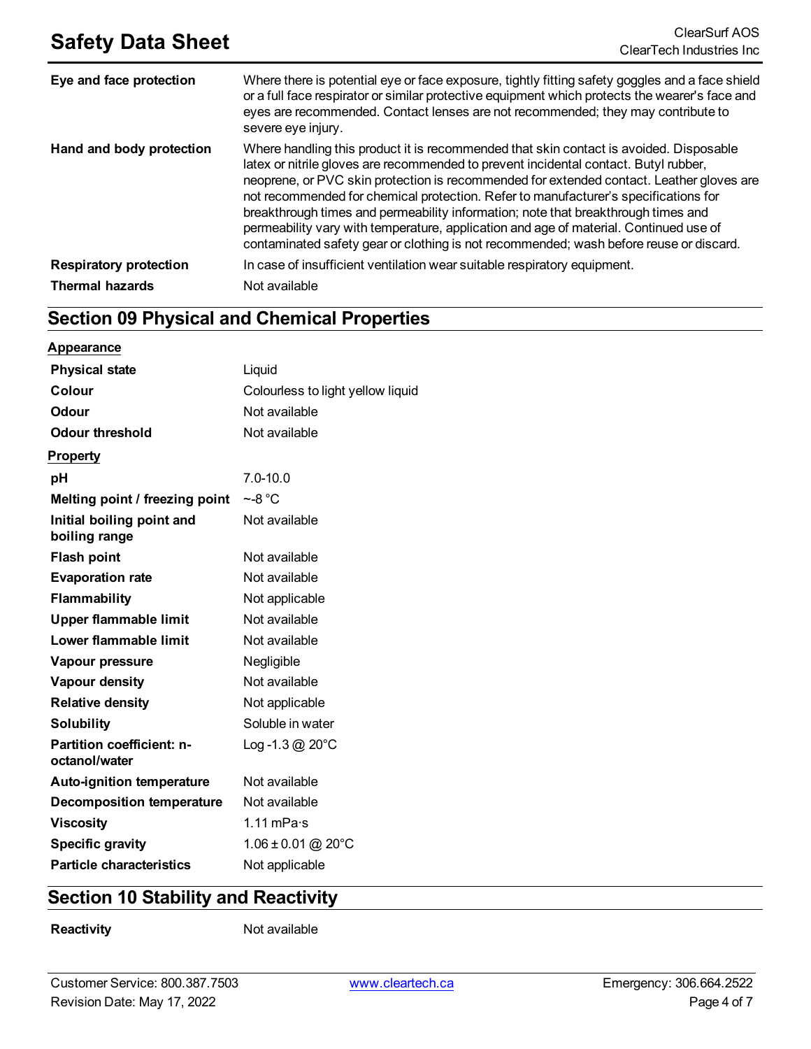| | |
|---|---|
| **Eye and face protection** | Where there is potential eye or face exposure, tightly fitting safety goggles and a face shield or a full face respirator or similar protective equipment which protects the wearer's face and eyes are recommended. Contact lenses are not recommended; they may contribute to severe eye injury. |
| **Hand and body protection** | Where handling this product it is recommended that skin contact is avoided. Disposable latex or nitrile gloves are recommended to prevent incidental contact. Butyl rubber, neoprene, or PVC skin protection is recommended for extended contact. Leather gloves are not recommended for chemical protection. Refer to manufacturer's specifications for breakthrough times and permeability information; note that breakthrough times and permeability vary with temperature, application and age of material. Continued use of contaminated safety gear or clothing is not recommended; wash before reuse or discard. |
| **Respiratory protection** | In case of insufficient ventilation wear suitable respiratory equipment. |
| **Thermal hazards** | Not available |

## Section 09 Physical and Chemical Properties

**Appearance**

| | |
|---|---|
| **Physical state** | Liquid |
| **Colour** | Colourless to light yellow liquid |
| **Odour** | Not available |
| **Odour threshold** | Not available |

**Property**

| | |
|---|---|
| **pH** | 7.0-10.0 |
| **Melting point / freezing point** | ~-8 °C |
| **Initial boiling point and boiling range** | Not available |
| **Flash point** | Not available |
| **Evaporation rate** | Not available |
| **Flammability** | Not applicable |
| **Upper flammable limit** | Not available |
| **Lower flammable limit** | Not available |
| **Vapour pressure** | Negligible |
| **Vapour density** | Not available |
| **Relative density** | Not applicable |
| **Solubility** | Soluble in water |
| **Partition coefficient: n-octanol/water** | Log -1.3 @ 20°C |
| **Auto-ignition temperature** | Not available |
| **Decomposition temperature** | Not available |
| **Viscosity** | 1.11 mPa·s |
| **Specific gravity** | 1.06 ± 0.01 @ 20°C |
| **Particle characteristics** | Not applicable |

## Section 10 Stability and Reactivity

| | |
|---|---|
| **Reactivity** | Not available |

Customer Service: 800.387.7503 | www.cleartech.ca | Emergency: 306.664.2522

Revision Date: May 17, 2022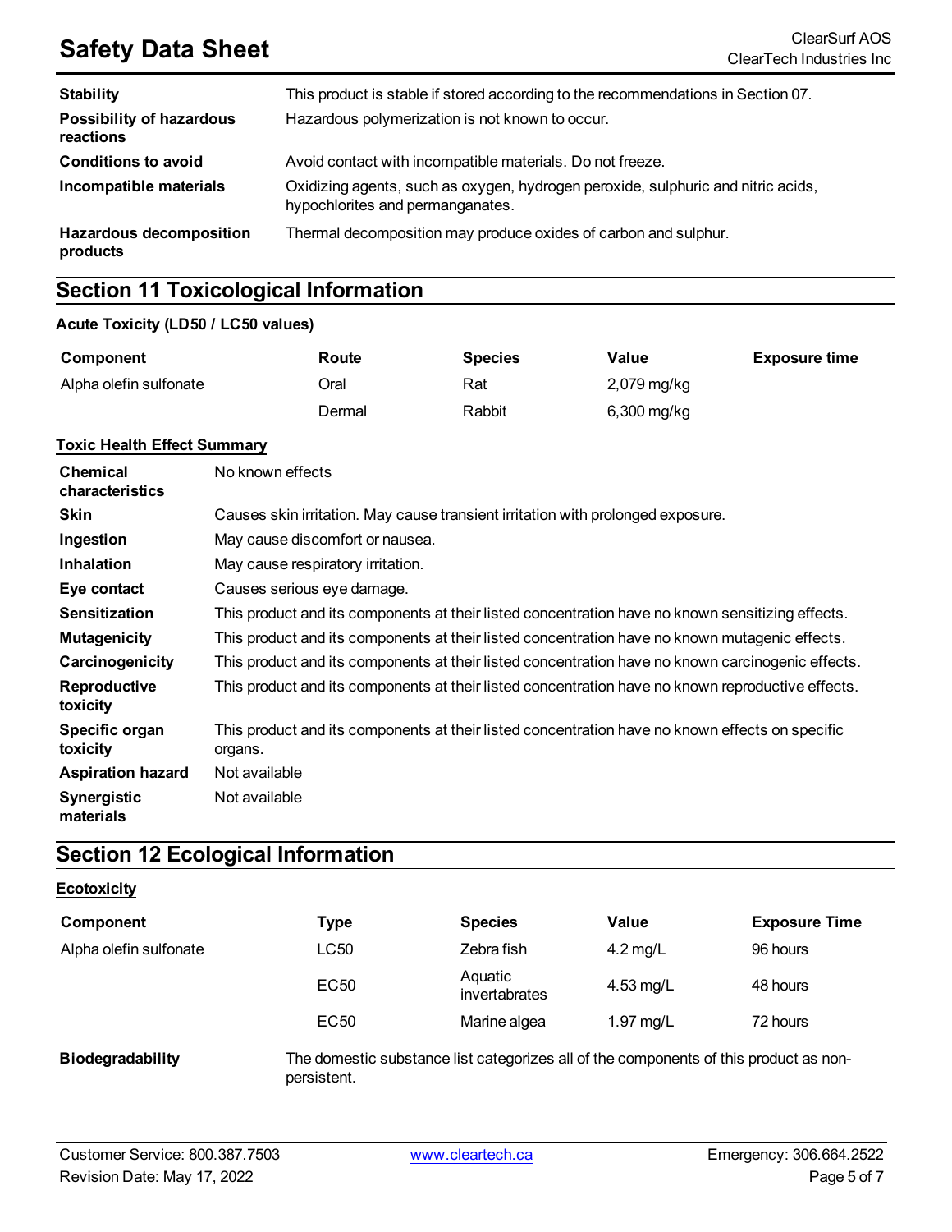| | |
|---|---|
| **Stability** | This product is stable if stored according to the recommendations in Section 07. |
| **Possibility of hazardous reactions** | Hazardous polymerization is not known to occur. |
| **Conditions to avoid** | Avoid contact with incompatible materials. Do not freeze. |
| **Incompatible materials** | Oxidizing agents, such as oxygen, hydrogen peroxide, sulphuric and nitric acids, hypochlorites and permanganates. |
| **Hazardous decomposition products** | Thermal decomposition may produce oxides of carbon and sulphur. |

## Section 11 Toxicological Information

### Acute Toxicity (LD50 / LC50 values)

| Component | Route | Species | Value | Exposure time |
|---|---|---|---|---|
| Alpha olefin sulfonate | Oral | Rat | 2,079 mg/kg | |
| | Dermal | Rabbit | 6,300 mg/kg | |

### Toxic Health Effect Summary

| | |
|---|---|
| **Chemical characteristics** | No known effects |
| **Skin** | Causes skin irritation. May cause transient irritation with prolonged exposure. |
| **Ingestion** | May cause discomfort or nausea. |
| **Inhalation** | May cause respiratory irritation. |
| **Eye contact** | Causes serious eye damage. |
| **Sensitization** | This product and its components at their listed concentration have no known sensitizing effects. |
| **Mutagenicity** | This product and its components at their listed concentration have no known mutagenic effects. |
| **Carcinogenicity** | This product and its components at their listed concentration have no known carcinogenic effects. |
| **Reproductive toxicity** | This product and its components at their listed concentration have no known reproductive effects. |
| **Specific organ toxicity** | This product and its components at their listed concentration have no known effects on specific organs. |
| **Aspiration hazard** | Not available |
| **Synergistic materials** | Not available |

## Section 12 Ecological Information

### Ecotoxicity

| Component | Type | Species | Value | Exposure Time |
|---|---|---|---|---|
| Alpha olefin sulfonate | LC50 | Zebra fish | 4.2 mg/L | 96 hours |
| | EC50 | Aquatic invertabrates | 4.53 mg/L | 48 hours |
| | EC50 | Marine algea | 1.97 mg/L | 72 hours |

| | |
|---|---|
| **Biodegradability** | The domestic substance list categorizes all of the components of this product as non-persistent. |

Customer Service: 800.387.7503 | www.cleartech.ca | Emergency: 306.664.2522

Revision Date: May 17, 2022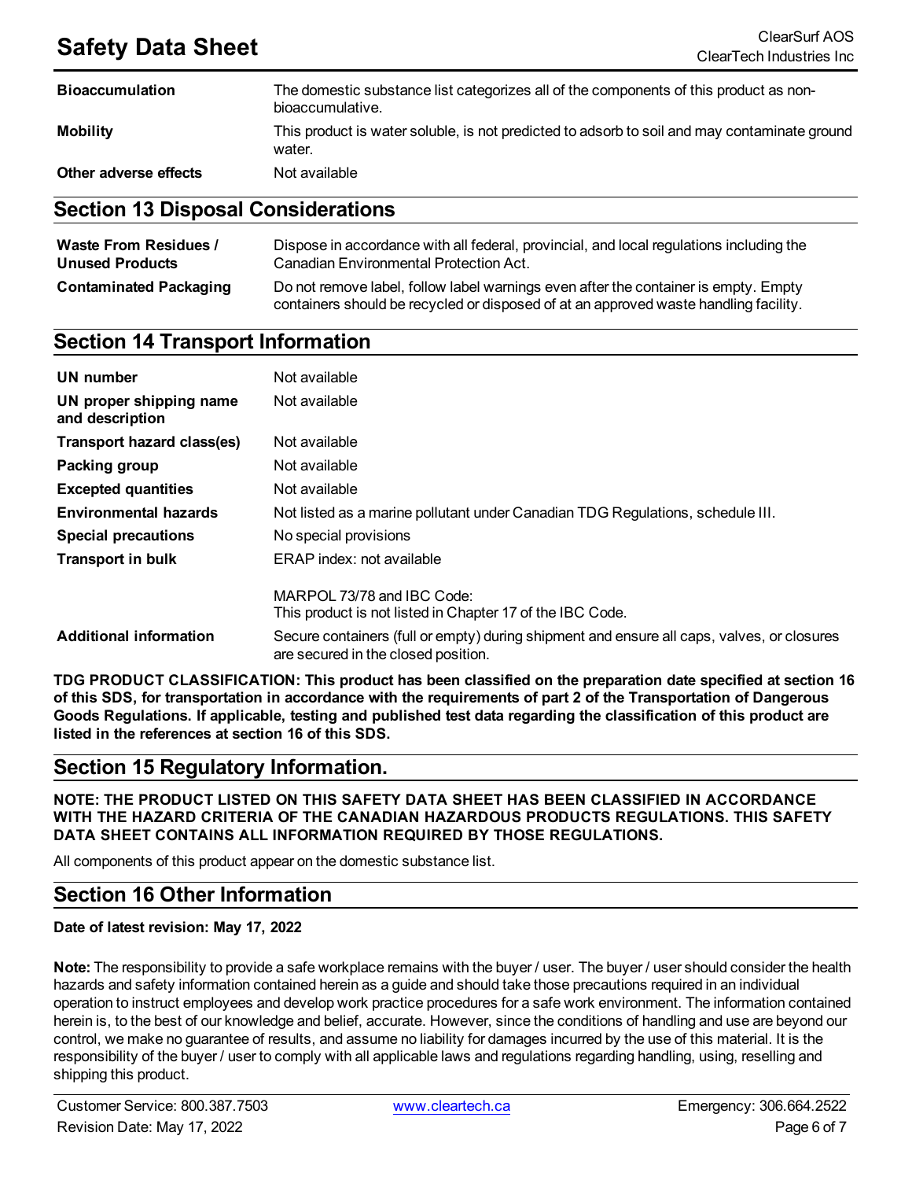| | |
|---|---|
| **Bioaccumulation** | The domestic substance list categorizes all of the components of this product as non-bioaccumulative. |
| **Mobility** | This product is water soluble, is not predicted to adsorb to soil and may contaminate ground water. |
| **Other adverse effects** | Not available |

## Section 13 Disposal Considerations

| | |
|---|---|
| **Waste From Residues / Unused Products** | Dispose in accordance with all federal, provincial, and local regulations including the Canadian Environmental Protection Act. |
| **Contaminated Packaging** | Do not remove label, follow label warnings even after the container is empty. Empty containers should be recycled or disposed of at an approved waste handling facility. |

## Section 14 Transport Information

| | |
|---|---|
| **UN number** | Not available |
| **UN proper shipping name and description** | Not available |
| **Transport hazard class(es)** | Not available |
| **Packing group** | Not available |
| **Excepted quantities** | Not available |
| **Environmental hazards** | Not listed as a marine pollutant under Canadian TDG Regulations, schedule III. |
| **Special precautions** | No special provisions |
| **Transport in bulk** | ERAP index: not available<br><br>MARPOL 73/78 and IBC Code:<br>This product is not listed in Chapter 17 of the IBC Code. |
| **Additional information** | Secure containers (full or empty) during shipment and ensure all caps, valves, or closures are secured in the closed position. |

**TDG PRODUCT CLASSIFICATION: This product has been classified on the preparation date specified at section 16 of this SDS, for transportation in accordance with the requirements of part 2 of the Transportation of Dangerous Goods Regulations. If applicable, testing and published test data regarding the classification of this product are listed in the references at section 16 of this SDS.**

## Section 15 Regulatory Information.

**NOTE: THE PRODUCT LISTED ON THIS SAFETY DATA SHEET HAS BEEN CLASSIFIED IN ACCORDANCE WITH THE HAZARD CRITERIA OF THE CANADIAN HAZARDOUS PRODUCTS REGULATIONS. THIS SAFETY DATA SHEET CONTAINS ALL INFORMATION REQUIRED BY THOSE REGULATIONS.**

All components of this product appear on the domestic substance list.

## Section 16 Other Information

**Date of latest revision: May 17, 2022**

**Note:** The responsibility to provide a safe workplace remains with the buyer / user. The buyer / user should consider the health hazards and safety information contained herein as a guide and should take those precautions required in an individual operation to instruct employees and develop work practice procedures for a safe work environment. The information contained herein is, to the best of our knowledge and belief, accurate. However, since the conditions of handling and use are beyond our control, we make no guarantee of results, and assume no liability for damages incurred by the use of this material. It is the responsibility of the buyer / user to comply with all applicable laws and regulations regarding handling, using, reselling and shipping this product.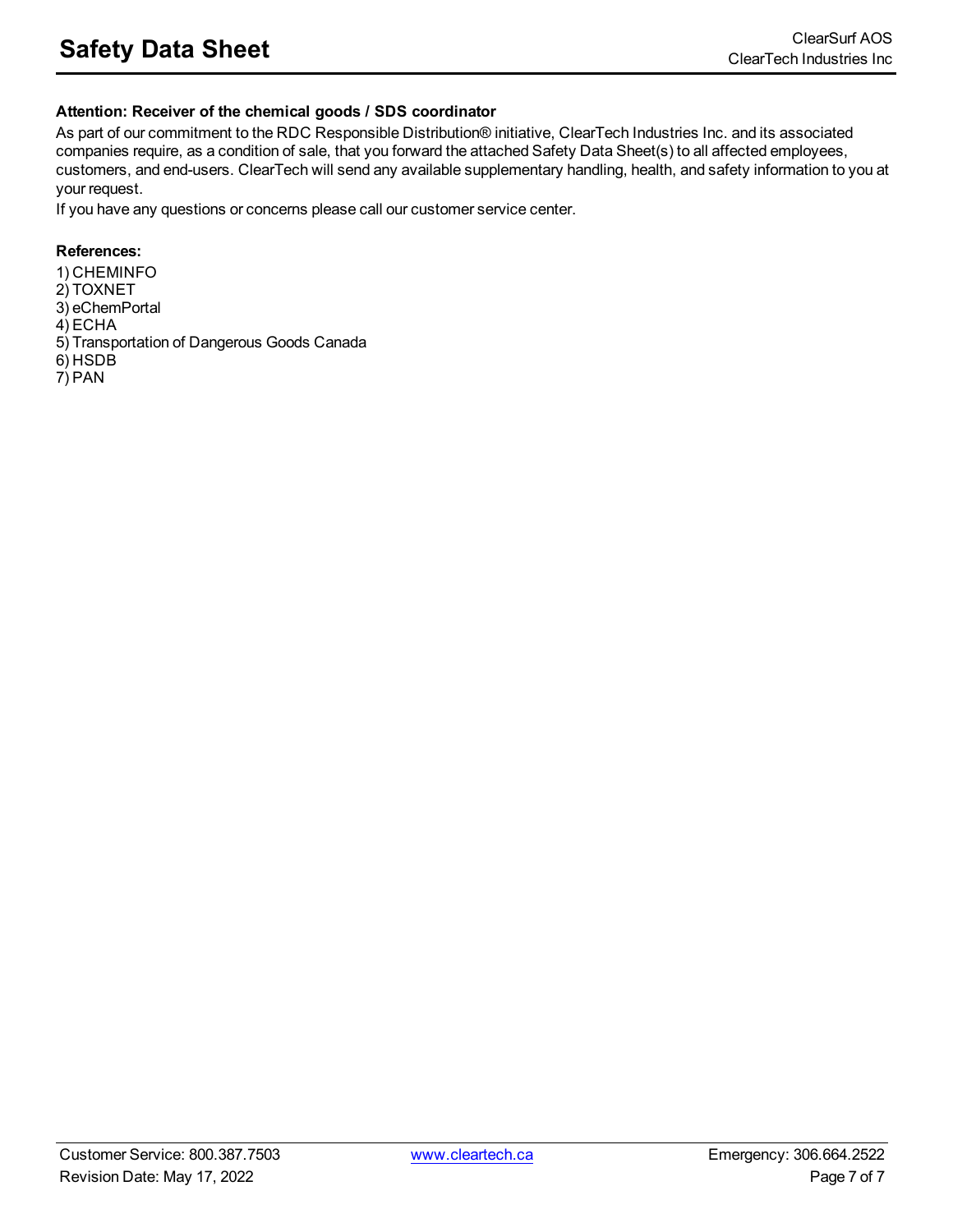**Attention: Receiver of the chemical goods / SDS coordinator**

As part of our commitment to the RDC Responsible Distribution® initiative, ClearTech Industries Inc. and its associated companies require, as a condition of sale, that you forward the attached Safety Data Sheet(s) to all affected employees, customers, and end-users. ClearTech will send any available supplementary handling, health, and safety information to you at your request.

If you have any questions or concerns please call our customer service center.

**References:**

1) CHEMINFO
2) TOXNET
3) eChemPortal
4) ECHA
5) Transportation of Dangerous Goods Canada
6) HSDB
7) PAN